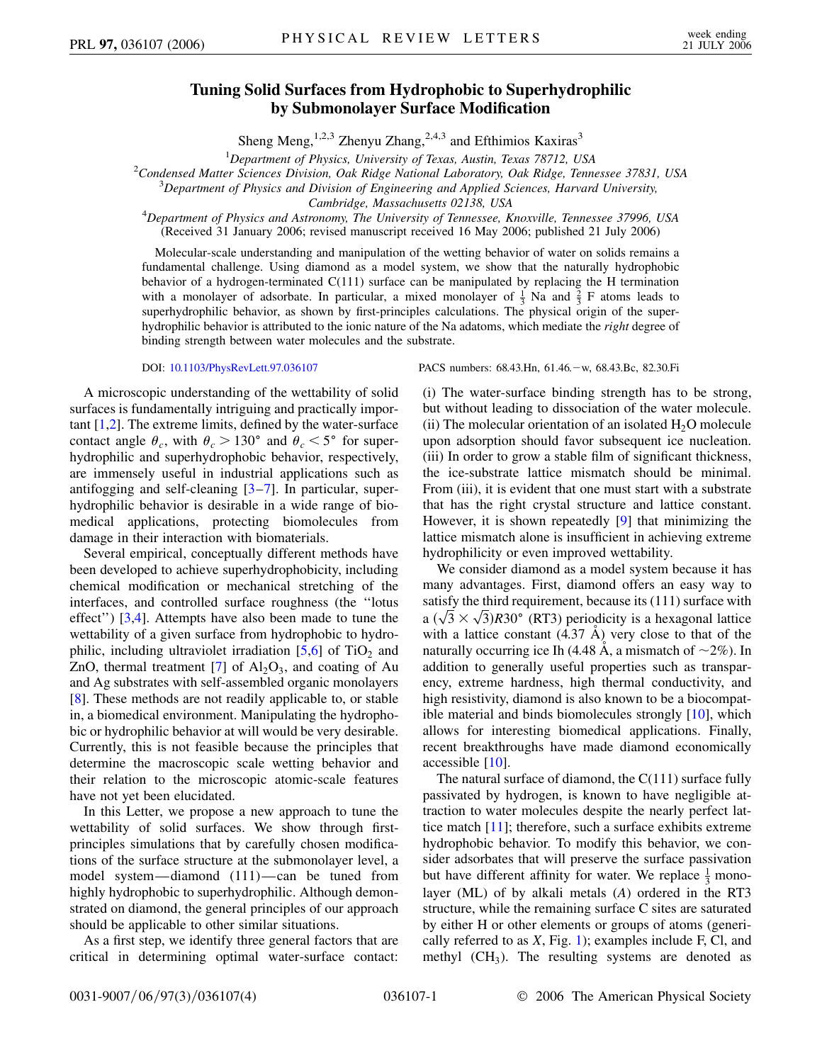# Tuning Solid Surfaces from Hydrophobic to Superhydrophilic by Submonolayer Surface Modification

Sheng Meng,[1,2,3] Zhenyu Zhang,[2,4,3] and Efthimios Kaxiras[3]

[1]*Department of Physics, University of Texas, Austin, Texas 78712, USA*
[2]*Condensed Matter Sciences Division, Oak Ridge National Laboratory, Oak Ridge, Tennessee 37831, USA*
[3]*Department of Physics and Division of Engineering and Applied Sciences, Harvard University, Cambridge, Massachusetts 02138, USA*
[4]*Department of Physics and Astronomy, The University of Tennessee, Knoxville, Tennessee 37996, USA*
(Received 31 January 2006; revised manuscript received 16 May 2006; published 21 July 2006)

Molecular-scale understanding and manipulation of the wetting behavior of water on solids remains a fundamental challenge. Using diamond as a model system, we show that the naturally hydrophobic behavior of a hydrogen-terminated C(111) surface can be manipulated by replacing the H termination with a monolayer of adsorbate. In particular, a mixed monolayer of $\frac{1}{3}$ Na and $\frac{2}{3}$ F atoms leads to superhydrophilic behavior, as shown by first-principles calculations. The physical origin of the superhydrophilic behavior is attributed to the ionic nature of the Na adatoms, which mediate the *right* degree of binding strength between water molecules and the substrate.

DOI: 10.1103/PhysRevLett.97.036107

PACS numbers: 68.43.Hn, 61.46.−w, 68.43.Bc, 82.30.Fi

A microscopic understanding of the wettability of solid surfaces is fundamentally intriguing and practically important [1,2]. The extreme limits, defined by the water-surface contact angle $\theta_c$, with $\theta_c > 130°$ and $\theta_c < 5°$ for superhydrophilic and superhydrophobic behavior, respectively, are immensely useful in industrial applications such as antifogging and self-cleaning [3–7]. In particular, superhydrophilic behavior is desirable in a wide range of biomedical applications, protecting biomolecules from damage in their interaction with biomaterials.

Several empirical, conceptually different methods have been developed to achieve superhydrophobicity, including chemical modification or mechanical stretching of the interfaces, and controlled surface roughness (the "lotus effect") [3,4]. Attempts have also been made to tune the wettability of a given surface from hydrophobic to hydrophilic, including ultraviolet irradiation [5,6] of $TiO_2$ and ZnO, thermal treatment [7] of $Al_2O_3$, and coating of Au and Ag substrates with self-assembled organic monolayers [8]. These methods are not readily applicable to, or stable in, a biomedical environment. Manipulating the hydrophobic or hydrophilic behavior at will would be very desirable. Currently, this is not feasible because the principles that determine the macroscopic scale wetting behavior and their relation to the microscopic atomic-scale features have not yet been elucidated.

In this Letter, we propose a new approach to tune the wettability of solid surfaces. We show through first-principles simulations that by carefully chosen modifications of the surface structure at the submonolayer level, a model system—diamond (111)—can be tuned from highly hydrophobic to superhydrophilic. Although demonstrated on diamond, the general principles of our approach should be applicable to other similar situations.

As a first step, we identify three general factors that are critical in determining optimal water-surface contact: (i) The water-surface binding strength has to be strong, but without leading to dissociation of the water molecule. (ii) The molecular orientation of an isolated $H_2O$ molecule upon adsorption should favor subsequent ice nucleation. (iii) In order to grow a stable film of significant thickness, the ice-substrate lattice mismatch should be minimal. From (iii), it is evident that one must start with a substrate that has the right crystal structure and lattice constant. However, it is shown repeatedly [9] that minimizing the lattice mismatch alone is insufficient in achieving extreme hydrophilicity or even improved wettability.

We consider diamond as a model system because it has many advantages. First, diamond offers an easy way to satisfy the third requirement, because its (111) surface with a $(\sqrt{3} \times \sqrt{3})R30°$ (RT3) periodicity is a hexagonal lattice with a lattice constant (4.37 Å) very close to that of the naturally occurring ice Ih (4.48 Å, a mismatch of ~2%). In addition to generally useful properties such as transparency, extreme hardness, high thermal conductivity, and high resistivity, diamond is also known to be a biocompatible material and binds biomolecules strongly [10], which allows for interesting biomedical applications. Finally, recent breakthroughs have made diamond economically accessible [10].

The natural surface of diamond, the C(111) surface fully passivated by hydrogen, is known to have negligible attraction to water molecules despite the nearly perfect lattice match [11]; therefore, such a surface exhibits extreme hydrophobic behavior. To modify this behavior, we consider adsorbates that will preserve the surface passivation but have different affinity for water. We replace $\frac{1}{3}$ monolayer (ML) of by alkali metals ($A$) ordered in the RT3 structure, while the remaining surface C sites are saturated by either H or other elements or groups of atoms (generically referred to as $X$, Fig. 1); examples include F, Cl, and methyl ($CH_3$). The resulting systems are denoted as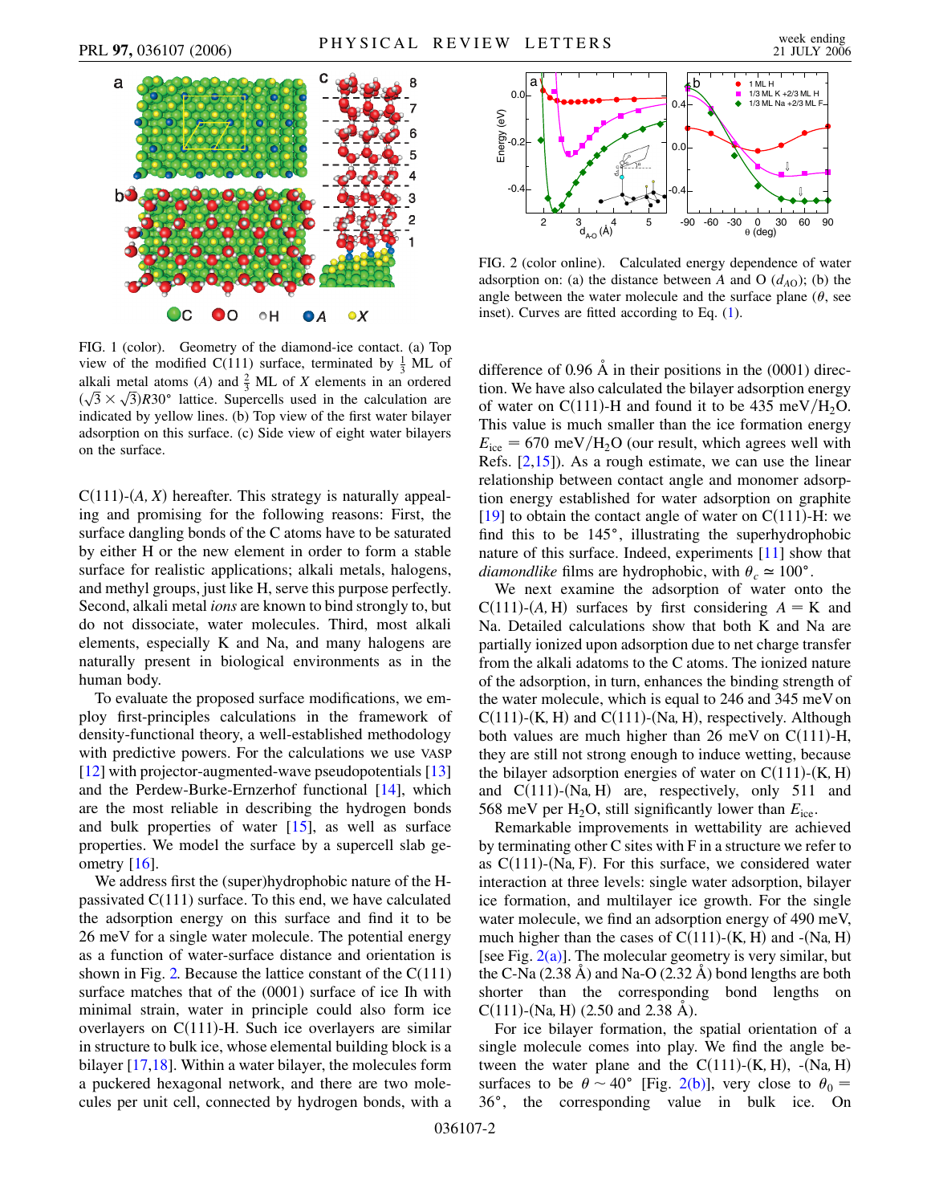FIG. 1 (color). Geometry of the diamond-ice contact. (a) Top view of the modified C(111) surface, terminated by $\frac{1}{3}$ ML of alkali metal atoms ($A$) and $\frac{2}{3}$ ML of $X$ elements in an ordered $(\sqrt{3} \times \sqrt{3})R30°$ lattice. Supercells used in the calculation are indicated by yellow lines. (b) Top view of the first water bilayer adsorption on this surface. (c) Side view of eight water bilayers on the surface.

FIG. 2 (color online). Calculated energy dependence of water adsorption on: (a) the distance between $A$ and O ($d_{AO}$); (b) the angle between the water molecule and the surface plane ($\theta$, see inset). Curves are fitted according to Eq. (1).

C(111)-($A$, $X$) hereafter. This strategy is naturally appealing and promising for the following reasons: First, the surface dangling bonds of the C atoms have to be saturated by either H or the new element in order to form a stable surface for realistic applications; alkali metals, halogens, and methyl groups, just like H, serve this purpose perfectly. Second, alkali metal *ions* are known to bind strongly to, but do not dissociate, water molecules. Third, most alkali elements, especially K and Na, and many halogens are naturally present in biological environments as in the human body.

To evaluate the proposed surface modifications, we employ first-principles calculations in the framework of density-functional theory, a well-established methodology with predictive powers. For the calculations we use VASP [12] with projector-augmented-wave pseudopotentials [13] and the Perdew-Burke-Ernzerhof functional [14], which are the most reliable in describing the hydrogen bonds and bulk properties of water [15], as well as surface properties. We model the surface by a supercell slab geometry [16].

We address first the (super)hydrophobic nature of the H-passivated C(111) surface. To this end, we have calculated the adsorption energy on this surface and find it to be 26 meV for a single water molecule. The potential energy as a function of water-surface distance and orientation is shown in Fig. 2. Because the lattice constant of the C(111) surface matches that of the (0001) surface of ice Ih with minimal strain, water in principle could also form ice overlayers on C(111)-H. Such ice overlayers are similar in structure to bulk ice, whose elemental building block is a bilayer [17,18]. Within a water bilayer, the molecules form a puckered hexagonal network, and there are two molecules per unit cell, connected by hydrogen bonds, with a difference of 0.96 Å in their positions in the (0001) direction. We have also calculated the bilayer adsorption energy of water on C(111)-H and found it to be 435 meV/$H_2O$. This value is much smaller than the ice formation energy $E_{ice} = 670$ meV/$H_2O$ (our result, which agrees well with Refs. [2,15]). As a rough estimate, we can use the linear relationship between contact angle and monomer adsorption energy established for water adsorption on graphite [19] to obtain the contact angle of water on C(111)-H: we find this to be 145°, illustrating the superhydrophobic nature of this surface. Indeed, experiments [11] show that *diamondlike* films are hydrophobic, with $\theta_c \simeq 100°$.

We next examine the adsorption of water onto the C(111)-($A$, H) surfaces by first considering $A =$ K and Na. Detailed calculations show that both K and Na are partially ionized upon adsorption due to net charge transfer from the alkali adatoms to the C atoms. The ionized nature of the adsorption, in turn, enhances the binding strength of the water molecule, which is equal to 246 and 345 meV on C(111)-(K, H) and C(111)-(Na, H), respectively. Although both values are much higher than 26 meV on C(111)-H, they are still not strong enough to induce wetting, because the bilayer adsorption energies of water on C(111)-(K, H) and C(111)-(Na, H) are, respectively, only 511 and 568 meV per $H_2O$, still significantly lower than $E_{ice}$.

Remarkable improvements in wettability are achieved by terminating other C sites with F in a structure we refer to as C(111)-(Na, F). For this surface, we considered water interaction at three levels: single water adsorption, bilayer ice formation, and multilayer ice growth. For the single water molecule, we find an adsorption energy of 490 meV, much higher than the cases of C(111)-(K, H) and -(Na, H) [see Fig. 2(a)]. The molecular geometry is very similar, but the C-Na (2.38 Å) and Na-O (2.32 Å) bond lengths are both shorter than the corresponding bond lengths on C(111)-(Na, H) (2.50 and 2.38 Å).

For ice bilayer formation, the spatial orientation of a single molecule comes into play. We find the angle between the water plane and the C(111)-(K, H), -(Na, H) surfaces to be $\theta \sim 40°$ [Fig. 2(b)], very close to $\theta_0 = 36°$, the corresponding value in bulk ice. On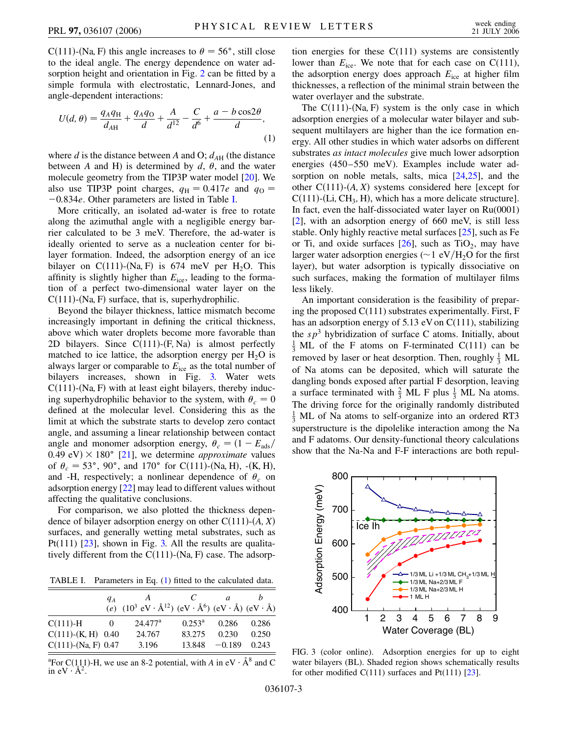C(111)-(Na, F) this angle increases to $\theta = 56°$, still close to the ideal angle. The energy dependence on water adsorption height and orientation in Fig. 2 can be fitted by a simple formula with electrostatic, Lennard-Jones, and angle-dependent interactions:

$$U(d, \theta) = \frac{q_A q_H}{d_{AH}} + \frac{q_A q_O}{d} + \frac{A}{d^{12}} - \frac{C}{d^6} + \frac{a - b\cos 2\theta}{d}, \quad (1)$$

where $d$ is the distance between $A$ and O; $d_{AH}$ (the distance between $A$ and H) is determined by $d$, $\theta$, and the water molecule geometry from the TIP3P water model [20]. We also use TIP3P point charges, $q_H = 0.417e$ and $q_O = -0.834e$. Other parameters are listed in Table I.

More critically, an isolated ad-water is free to rotate along the azimuthal angle with a negligible energy barrier calculated to be 3 meV. Therefore, the ad-water is ideally oriented to serve as a nucleation center for bilayer formation. Indeed, the adsorption energy of an ice bilayer on C(111)-(Na, F) is 674 meV per $H_2O$. This affinity is slightly higher than $E_{ice}$, leading to the formation of a perfect two-dimensional water layer on the C(111)-(Na, F) surface, that is, superhydrophilic.

Beyond the bilayer thickness, lattice mismatch become increasingly important in defining the critical thickness, above which water droplets become more favorable than 2D bilayers. Since C(111)-(F, Na) is almost perfectly matched to ice lattice, the adsorption energy per $H_2O$ is always larger or comparable to $E_{ice}$ as the total number of bilayers increases, shown in Fig. 3. Water wets C(111)-(Na, F) with at least eight bilayers, thereby inducing superhydrophilic behavior to the system, with $\theta_c = 0$ defined at the molecular level. Considering this as the limit at which the substrate starts to develop zero contact angle, and assuming a linear relationship between contact angle and monomer adsorption energy, $\theta_c = (1 - E_{ads}/0.49\ \text{eV}) \times 180°$ [21], we determine *approximate* values of $\theta_c = 53°$, $90°$, and $170°$ for C(111)-(Na, H), -(K, H), and -H, respectively; a nonlinear dependence of $\theta_c$ on adsorption energy [22] may lead to different values without affecting the qualitative conclusions.

For comparison, we also plotted the thickness dependence of bilayer adsorption energy on other C(111)-($A$, $X$) surfaces, and generally wetting metal substrates, such as Pt(111) [23], shown in Fig. 3. All the results are qualitatively different from the C(111)-(Na, F) case. The adsorption energies for these C(111) systems are consistently lower than $E_{ice}$. We note that for each case on C(111), the adsorption energy does approach $E_{ice}$ at higher film thicknesses, a reflection of the minimal strain between the water overlayer and the substrate.

The C(111)-(Na, F) system is the only case in which adsorption energies of a molecular water bilayer and subsequent multilayers are higher than the ice formation energy. All other studies in which water adsorbs on different substrates *as intact molecules* give much lower adsorption energies (450–550 meV). Examples include water adsorption on noble metals, salts, mica [24,25], and the other C(111)-($A$, $X$) systems considered here [except for C(111)-(Li, $CH_3$, H), which has a more delicate structure]. In fact, even the half-dissociated water layer on Ru(0001) [2], with an adsorption energy of 660 meV, is still less stable. Only highly reactive metal surfaces [25], such as Fe or Ti, and oxide surfaces [26], such as $TiO_2$, may have larger water adsorption energies ($\sim$1 eV/$H_2O$ for the first layer), but water adsorption is typically dissociative on such surfaces, making the formation of multilayer films less likely.

An important consideration is the feasibility of preparing the proposed C(111) substrates experimentally. First, F has an adsorption energy of 5.13 eV on C(111), stabilizing the $sp^3$ hybridization of surface C atoms. Initially, about $\frac{1}{3}$ ML of the F atoms on F-terminated C(111) can be removed by laser or heat desorption. Then, roughly $\frac{1}{3}$ ML of Na atoms can be deposited, which will saturate the dangling bonds exposed after partial F desorption, leaving a surface terminated with $\frac{2}{3}$ ML F plus $\frac{1}{3}$ ML Na atoms. The driving force for the originally randomly distributed $\frac{1}{3}$ ML of Na atoms to self-organize into an ordered RT3 superstructure is the dipolelike interaction among the Na and F adatoms. Our density-functional theory calculations show that the Na-Na and F-F interactions are both repul-

TABLE I. Parameters in Eq. (1) fitted to the calculated data.

| | $q_A$ ($e$) | $A$ ($10^3$ eV · Å$^{12}$) | $C$ (eV · Å$^6$) | $a$ (eV · Å) | $b$ (eV · Å) |
|---|---|---|---|---|---|
| C(111)-H | 0 | 24.477[a] | 0.253[a] | 0.286 | 0.286 |
| C(111)-(K, H) | 0.40 | 24.767 | 83.275 | 0.230 | 0.250 |
| C(111)-(Na, F) | 0.47 | 3.196 | 13.848 | −0.189 | 0.243 |

[a]For C(111)-H, we use an 8-2 potential, with $A$ in eV · Å$^8$ and C in eV · Å$^2$.

FIG. 3 (color online). Adsorption energies for up to eight water bilayers (BL). Shaded region shows schematically results for other modified C(111) surfaces and Pt(111) [23].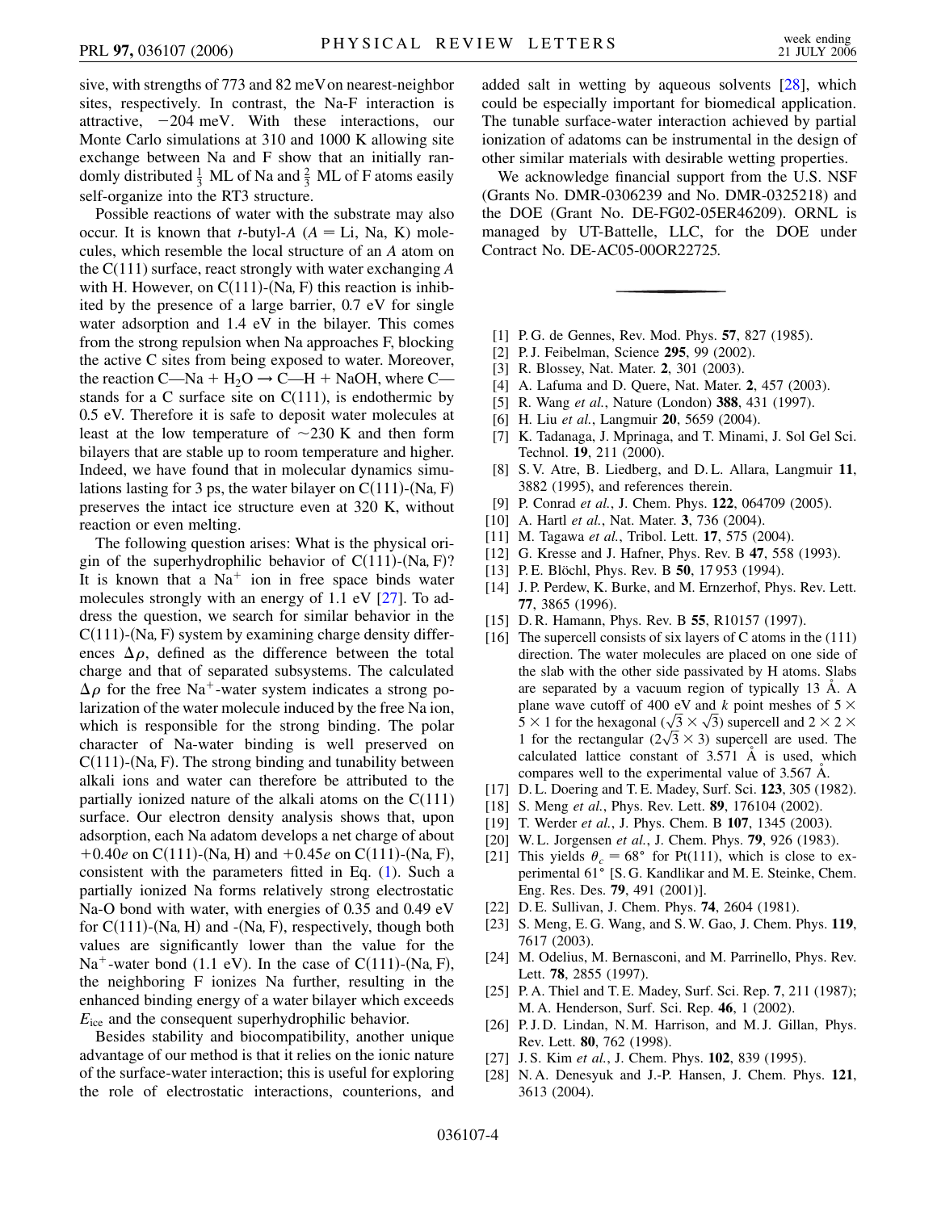sive, with strengths of 773 and 82 meV on nearest-neighbor sites, respectively. In contrast, the Na-F interaction is attractive, $-204$ meV. With these interactions, our Monte Carlo simulations at 310 and 1000 K allowing site exchange between Na and F show that an initially randomly distributed $\frac{1}{3}$ ML of Na and $\frac{2}{3}$ ML of F atoms easily self-organize into the RT3 structure.

Possible reactions of water with the substrate may also occur. It is known that *t*-butyl-*A* ($A =$ Li, Na, K) molecules, which resemble the local structure of an *A* atom on the C(111) surface, react strongly with water exchanging *A* with H. However, on C(111)-(Na, F) this reaction is inhibited by the presence of a large barrier, 0.7 eV for single water adsorption and 1.4 eV in the bilayer. This comes from the strong repulsion when Na approaches F, blocking the active C sites from being exposed to water. Moreover, the reaction C—Na + $H_2O$ → C—H + NaOH, where C— stands for a C surface site on C(111), is endothermic by 0.5 eV. Therefore it is safe to deposit water molecules at least at the low temperature of ~230 K and then form bilayers that are stable up to room temperature and higher. Indeed, we have found that in molecular dynamics simulations lasting for 3 ps, the water bilayer on C(111)-(Na, F) preserves the intact ice structure even at 320 K, without reaction or even melting.

The following question arises: What is the physical origin of the superhydrophilic behavior of C(111)-(Na, F)? It is known that a $Na^+$ ion in free space binds water molecules strongly with an energy of 1.1 eV [27]. To address the question, we search for similar behavior in the C(111)-(Na, F) system by examining charge density differences $\Delta\rho$, defined as the difference between the total charge and that of separated subsystems. The calculated $\Delta\rho$ for the free $Na^+$-water system indicates a strong polarization of the water molecule induced by the free Na ion, which is responsible for the strong binding. The polar character of Na-water binding is well preserved on C(111)-(Na, F). The strong binding and tunability between alkali ions and water can therefore be attributed to the partially ionized nature of the alkali atoms on the C(111) surface. Our electron density analysis shows that, upon adsorption, each Na adatom develops a net charge of about $+0.40e$ on C(111)-(Na, H) and $+0.45e$ on C(111)-(Na, F), consistent with the parameters fitted in Eq. (1). Such a partially ionized Na forms relatively strong electrostatic Na-O bond with water, with energies of 0.35 and 0.49 eV for C(111)-(Na, H) and -(Na, F), respectively, though both values are significantly lower than the value for the $Na^+$-water bond (1.1 eV). In the case of C(111)-(Na, F), the neighboring F ionizes Na further, resulting in the enhanced binding energy of a water bilayer which exceeds $E_{\mathrm{ice}}$ and the consequent superhydrophilic behavior.

Besides stability and biocompatibility, another unique advantage of our method is that it relies on the ionic nature of the surface-water interaction; this is useful for exploring the role of electrostatic interactions, counterions, and added salt in wetting by aqueous solvents [28], which could be especially important for biomedical application. The tunable surface-water interaction achieved by partial ionization of adatoms can be instrumental in the design of other similar materials with desirable wetting properties.

We acknowledge financial support from the U.S. NSF (Grants No. DMR-0306239 and No. DMR-0325218) and the DOE (Grant No. DE-FG02-05ER46209). ORNL is managed by UT-Battelle, LLC, for the DOE under Contract No. DE-AC05-00OR22725.

---

[1] P. G. de Gennes, Rev. Mod. Phys. **57**, 827 (1985).
[2] P. J. Feibelman, Science **295**, 99 (2002).
[3] R. Blossey, Nat. Mater. **2**, 301 (2003).
[4] A. Lafuma and D. Quere, Nat. Mater. **2**, 457 (2003).
[5] R. Wang *et al.*, Nature (London) **388**, 431 (1997).
[6] H. Liu *et al.*, Langmuir **20**, 5659 (2004).
[7] K. Tadanaga, J. Mprinaga, and T. Minami, J. Sol Gel Sci. Technol. **19**, 211 (2000).
[8] S. V. Atre, B. Liedberg, and D. L. Allara, Langmuir **11**, 3882 (1995), and references therein.
[9] P. Conrad *et al.*, J. Chem. Phys. **122**, 064709 (2005).
[10] A. Hartl *et al.*, Nat. Mater. **3**, 736 (2004).
[11] M. Tagawa *et al.*, Tribol. Lett. **17**, 575 (2004).
[12] G. Kresse and J. Hafner, Phys. Rev. B **47**, 558 (1993).
[13] P. E. Blöchl, Phys. Rev. B **50**, 17 953 (1994).
[14] J. P. Perdew, K. Burke, and M. Ernzerhof, Phys. Rev. Lett. **77**, 3865 (1996).
[15] D. R. Hamann, Phys. Rev. B **55**, R10157 (1997).
[16] The supercell consists of six layers of C atoms in the (111) direction. The water molecules are placed on one side of the slab with the other side passivated by H atoms. Slabs are separated by a vacuum region of typically 13 Å. A plane wave cutoff of 400 eV and *k* point meshes of $5 \times 5 \times 1$ for the hexagonal ($\sqrt{3} \times \sqrt{3}$) supercell and $2 \times 2 \times 1$ for the rectangular ($2\sqrt{3} \times 3$) supercell are used. The calculated lattice constant of 3.571 Å is used, which compares well to the experimental value of 3.567 Å.
[17] D. L. Doering and T. E. Madey, Surf. Sci. **123**, 305 (1982).
[18] S. Meng *et al.*, Phys. Rev. Lett. **89**, 176104 (2002).
[19] T. Werder *et al.*, J. Phys. Chem. B **107**, 1345 (2003).
[20] W. L. Jorgensen *et al.*, J. Chem. Phys. **79**, 926 (1983).
[21] This yields $\theta_c = 68°$ for Pt(111), which is close to experimental 61° [S. G. Kandlikar and M. E. Steinke, Chem. Eng. Res. Des. **79**, 491 (2001)].
[22] D. E. Sullivan, J. Chem. Phys. **74**, 2604 (1981).
[23] S. Meng, E. G. Wang, and S. W. Gao, J. Chem. Phys. **119**, 7617 (2003).
[24] M. Odelius, M. Bernasconi, and M. Parrinello, Phys. Rev. Lett. **78**, 2855 (1997).
[25] P. A. Thiel and T. E. Madey, Surf. Sci. Rep. **7**, 211 (1987); M. A. Henderson, Surf. Sci. Rep. **46**, 1 (2002).
[26] P. J. D. Lindan, N. M. Harrison, and M. J. Gillan, Phys. Rev. Lett. **80**, 762 (1998).
[27] J. S. Kim *et al.*, J. Chem. Phys. **102**, 839 (1995).
[28] N. A. Denesyuk and J.-P. Hansen, J. Chem. Phys. **121**, 3613 (2004).